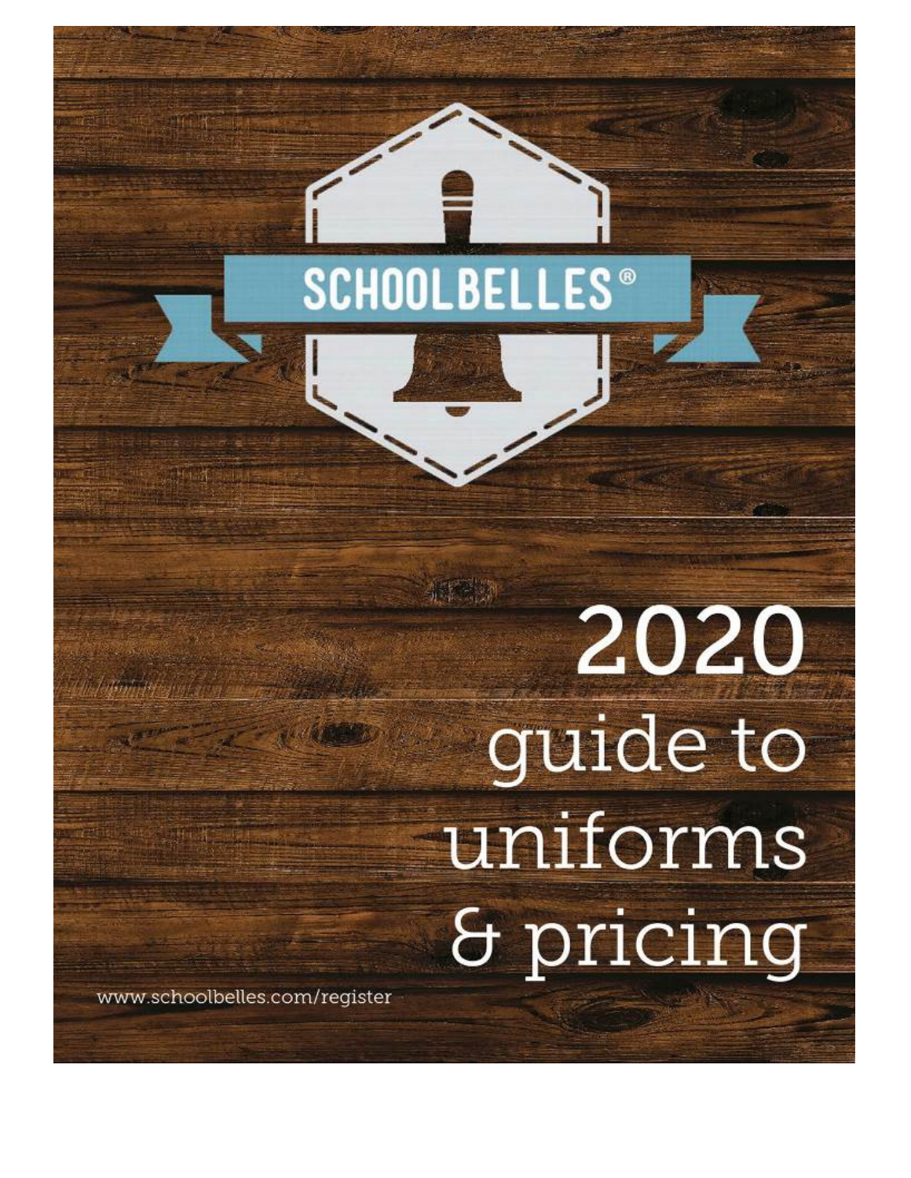SCHOOLBELLES®

# 2020 guide to uniforms & pricing

www.schoolbelles.com/register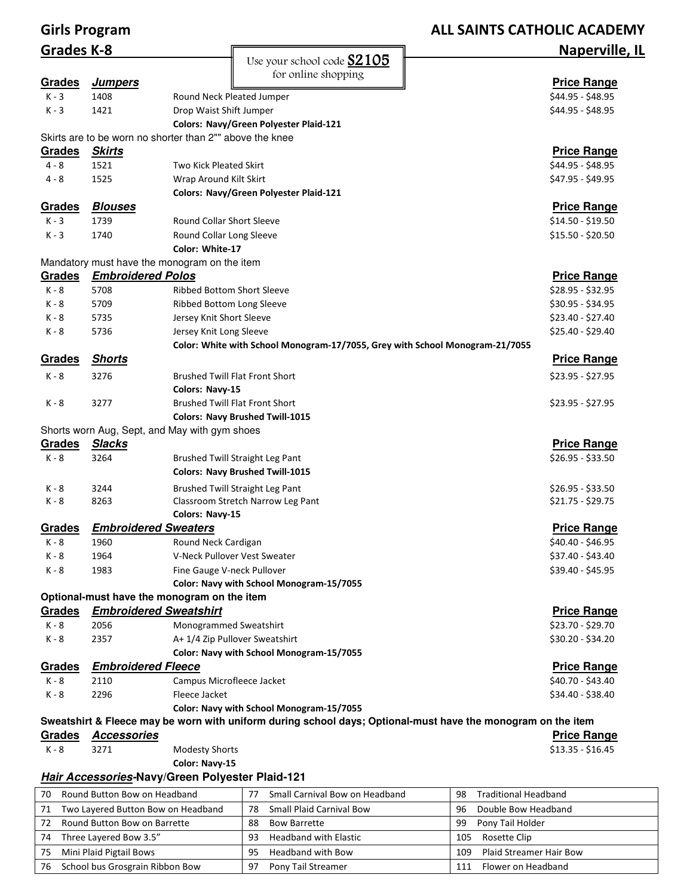# Girls Program
## Grades K-8

# ALL SAINTS CATHOLIC ACADEMY
## Naperville, IL

Use your school code **S2105** for online shopping

| Grades | ***Jumpers*** | | **Price Range** |
|---|---|---|---|
| K - 3 | 1408 | Round Neck Pleated Jumper | $44.95 - $48.95 |
| K - 3 | 1421 | Drop Waist Shift Jumper | $44.95 - $48.95 |
| | | **Colors: Navy/Green Polyester Plaid-121** | |

Skirts are to be worn no shorter than 2"" above the knee

| Grades | ***Skirts*** | | **Price Range** |
|---|---|---|---|
| 4 - 8 | 1521 | Two Kick Pleated Skirt | $44.95 - $48.95 |
| 4 - 8 | 1525 | Wrap Around Kilt Skirt | $47.95 - $49.95 |
| | | **Colors: Navy/Green Polyester Plaid-121** | |

| Grades | ***Blouses*** | | **Price Range** |
|---|---|---|---|
| K - 3 | 1739 | Round Collar Short Sleeve | $14.50 - $19.50 |
| K - 3 | 1740 | Round Collar Long Sleeve | $15.50 - $20.50 |
| | | **Color: White-17** | |

Mandatory must have the monogram on the item

| Grades | ***Embroidered Polos*** | | **Price Range** |
|---|---|---|---|
| K - 8 | 5708 | Ribbed Bottom Short Sleeve | $28.95 - $32.95 |
| K - 8 | 5709 | Ribbed Bottom Long Sleeve | $30.95 - $34.95 |
| K - 8 | 5735 | Jersey Knit Short Sleeve | $23.40 - $27.40 |
| K - 8 | 5736 | Jersey Knit Long Sleeve | $25.40 - $29.40 |
| | | **Color: White with School Monogram-17/7055, Grey with School Monogram-21/7055** | |

| Grades | ***Shorts*** | | **Price Range** |
|---|---|---|---|
| K - 8 | 3276 | Brushed Twill Flat Front Short | $23.95 - $27.95 |
| | | **Colors: Navy-15** | |
| K - 8 | 3277 | Brushed Twill Flat Front Short | $23.95 - $27.95 |
| | | **Colors: Navy Brushed Twill-1015** | |

Shorts worn Aug, Sept, and May with gym shoes

| Grades | ***Slacks*** | | **Price Range** |
|---|---|---|---|
| K - 8 | 3264 | Brushed Twill Straight Leg Pant | $26.95 - $33.50 |
| | | **Colors: Navy Brushed Twill-1015** | |
| K - 8 | 3244 | Brushed Twill Straight Leg Pant | $26.95 - $33.50 |
| K - 8 | 8263 | Classroom Stretch Narrow Leg Pant | $21.75 - $29.75 |
| | | **Colors: Navy-15** | |

| Grades | ***Embroidered Sweaters*** | | **Price Range** |
|---|---|---|---|
| K - 8 | 1960 | Round Neck Cardigan | $40.40 - $46.95 |
| K - 8 | 1964 | V-Neck Pullover Vest Sweater | $37.40 - $43.40 |
| K - 8 | 1983 | Fine Gauge V-neck Pullover | $39.40 - $45.95 |
| | | **Color: Navy with School Monogram-15/7055** | |

**Optional-must have the monogram on the item**

| Grades | ***Embroidered Sweatshirt*** | | **Price Range** |
|---|---|---|---|
| K - 8 | 2056 | Monogrammed Sweatshirt | $23.70 - $29.70 |
| K - 8 | 2357 | A+ 1/4 Zip Pullover Sweatshirt | $30.20 - $34.20 |
| | | **Color: Navy with School Monogram-15/7055** | |

| Grades | ***Embroidered Fleece*** | | **Price Range** |
|---|---|---|---|
| K - 8 | 2110 | Campus Microfleece Jacket | $40.70 - $43.40 |
| K - 8 | 2296 | Fleece Jacket | $34.40 - $38.40 |
| | | **Color: Navy with School Monogram-15/7055** | |

**Sweatshirt & Fleece may be worn with uniform during school days; Optional-must have the monogram on the item**

| Grades | ***Accessories*** | | **Price Range** |
|---|---|---|---|
| K - 8 | 3271 | Modesty Shorts | $13.35 - $16.45 |
| | | **Color: Navy-15** | |

***Hair Accessories*-Navy/Green Polyester Plaid-121**

| | | | | | |
|---|---|---|---|---|---|
| 70 | Round Button Bow on Headband | 77 | Small Carnival Bow on Headband | 98 | Traditional Headband |
| 71 | Two Layered Button Bow on Headband | 78 | Small Plaid Carnival Bow | 96 | Double Bow Headband |
| 72 | Round Button Bow on Barrette | 88 | Bow Barrette | 99 | Pony Tail Holder |
| 74 | Three Layered Bow 3.5" | 93 | Headband with Elastic | 105 | Rosette Clip |
| 75 | Mini Plaid Pigtail Bows | 95 | Headband with Bow | 109 | Plaid Streamer Hair Bow |
| 76 | School bus Grosgrain Ribbon Bow | 97 | Pony Tail Streamer | 111 | Flower on Headband |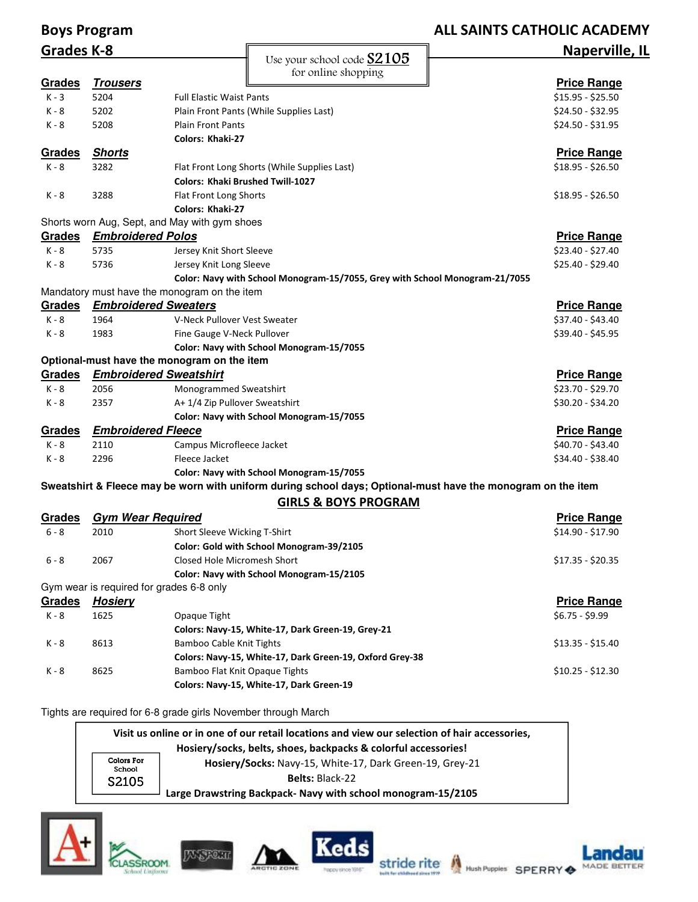## Boys Program

## Grades K-8

# ALL SAINTS CATHOLIC ACADEMY

## Naperville, IL

Use your school code **S2105** for online shopping

| Grades | *Trousers* | | Price Range |
|---|---|---|---|
| K - 3 | 5204 | Full Elastic Waist Pants | $15.95 - $25.50 |
| K - 8 | 5202 | Plain Front Pants (While Supplies Last) | $24.50 - $32.95 |
| K - 8 | 5208 | Plain Front Pants | $24.50 - $31.95 |
| | | **Colors: Khaki-27** | |

| Grades | *Shorts* | | Price Range |
|---|---|---|---|
| K - 8 | 3282 | Flat Front Long Shorts (While Supplies Last) | $18.95 - $26.50 |
| | | **Colors: Khaki Brushed Twill-1027** | |
| K - 8 | 3288 | Flat Front Long Shorts | $18.95 - $26.50 |
| | | **Colors: Khaki-27** | |

Shorts worn Aug, Sept, and May with gym shoes

| Grades | *Embroidered Polos* | | Price Range |
|---|---|---|---|
| K - 8 | 5735 | Jersey Knit Short Sleeve | $23.40 - $27.40 |
| K - 8 | 5736 | Jersey Knit Long Sleeve | $25.40 - $29.40 |
| | | **Color: Navy with School Monogram-15/7055, Grey with School Monogram-21/7055** | |

Mandatory must have the monogram on the item

| Grades | *Embroidered Sweaters* | | Price Range |
|---|---|---|---|
| K - 8 | 1964 | V-Neck Pullover Vest Sweater | $37.40 - $43.40 |
| K - 8 | 1983 | Fine Gauge V-Neck Pullover | $39.40 - $45.95 |
| | | **Color: Navy with School Monogram-15/7055** | |

**Optional-must have the monogram on the item**

| Grades | *Embroidered Sweatshirt* | | Price Range |
|---|---|---|---|
| K - 8 | 2056 | Monogrammed Sweatshirt | $23.70 - $29.70 |
| K - 8 | 2357 | A+ 1/4 Zip Pullover Sweatshirt | $30.20 - $34.20 |
| | | **Color: Navy with School Monogram-15/7055** | |

| Grades | *Embroidered Fleece* | | Price Range |
|---|---|---|---|
| K - 8 | 2110 | Campus Microfleece Jacket | $40.70 - $43.40 |
| K - 8 | 2296 | Fleece Jacket | $34.40 - $38.40 |
| | | **Color: Navy with School Monogram-15/7055** | |

**Sweatshirt & Fleece may be worn with uniform during school days; Optional-must have the monogram on the item**

## GIRLS & BOYS PROGRAM

| Grades | *Gym Wear Required* | | Price Range |
|---|---|---|---|
| 6 - 8 | 2010 | Short Sleeve Wicking T-Shirt | $14.90 - $17.90 |
| | | **Color: Gold with School Monogram-39/2105** | |
| 6 - 8 | 2067 | Closed Hole Micromesh Short | $17.35 - $20.35 |
| | | **Color: Navy with School Monogram-15/2105** | |

Gym wear is required for grades 6-8 only

| Grades | *Hosiery* | | Price Range |
|---|---|---|---|
| K - 8 | 1625 | Opaque Tight | $6.75 - $9.99 |
| | | **Colors: Navy-15, White-17, Dark Green-19, Grey-21** | |
| K - 8 | 8613 | Bamboo Cable Knit Tights | $13.35 - $15.40 |
| | | **Colors: Navy-15, White-17, Dark Green-19, Oxford Grey-38** | |
| K - 8 | 8625 | Bamboo Flat Knit Opaque Tights | $10.25 - $12.30 |
| | | **Colors: Navy-15, White-17, Dark Green-19** | |

Tights are required for 6-8 grade girls November through March

**Visit us online or in one of our retail locations and view our selection of hair accessories, Hosiery/socks, belts, shoes, backpacks & colorful accessories!**

Colors For School S2105

**Hosiery/Socks:** Navy-15, White-17, Dark Green-19, Grey-21

**Belts:** Black-22

**Large Drawstring Backpack- Navy with school monogram-15/2105**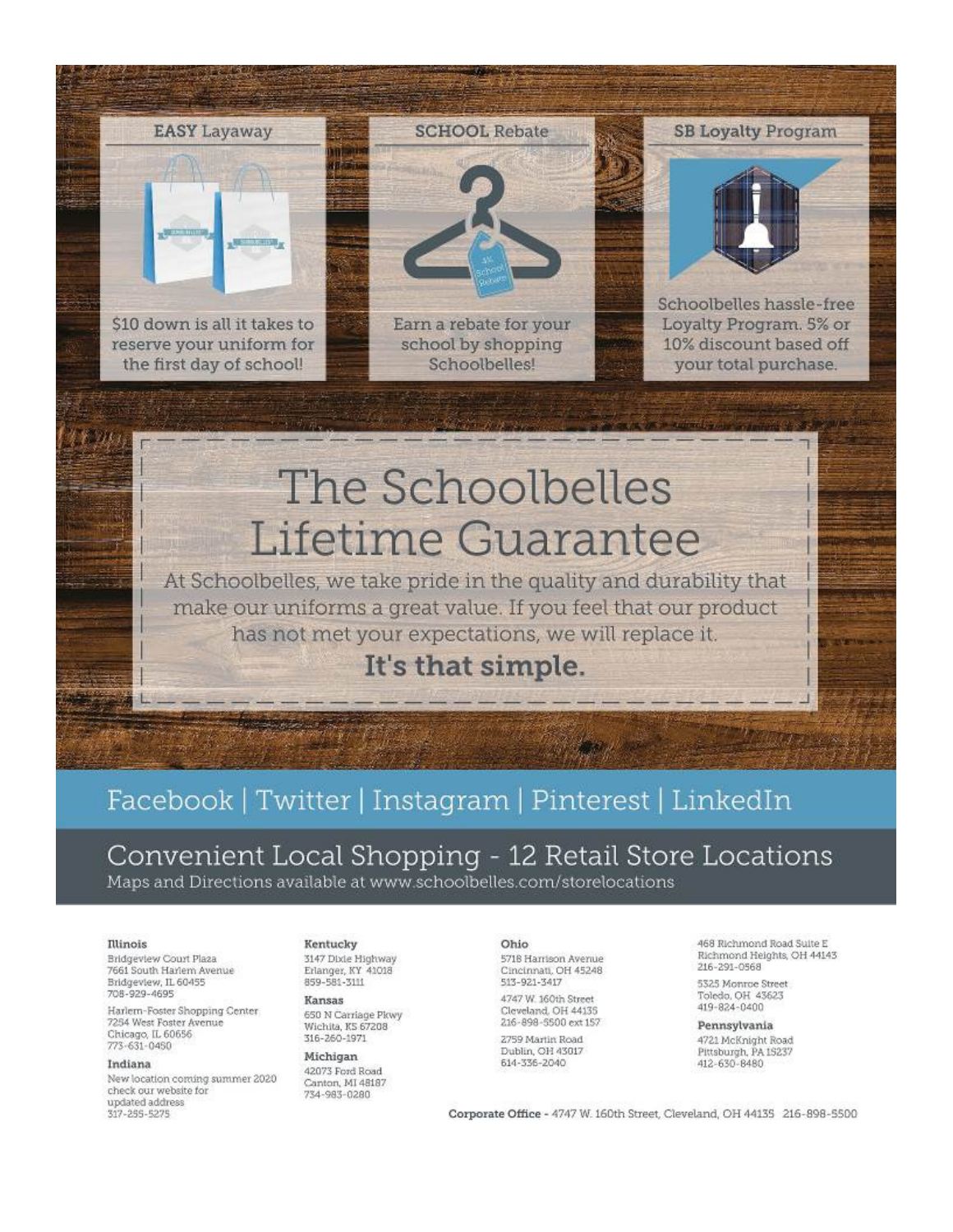### EASY Layaway

$10 down is all it takes to reserve your uniform for the first day of school!

### SCHOOL Rebate

Earn a rebate for your school by shopping Schoolbelles!

### SB Loyalty Program

Schoolbelles hassle-free Loyalty Program. 5% or 10% discount based off your total purchase.

# The Schoolbelles Lifetime Guarantee

At Schoolbelles, we take pride in the quality and durability that make our uniforms a great value. If you feel that our product has not met your expectations, we will replace it.

**It's that simple.**

Facebook | Twitter | Instagram | Pinterest | LinkedIn

## Convenient Local Shopping - 12 Retail Store Locations

Maps and Directions available at www.schoolbelles.com/storelocations

**Illinois**

Bridgeview Court Plaza
7661 South Harlem Avenue
Bridgeview, IL 60455
708-929-4695

Harlem-Foster Shopping Center
7254 West Foster Avenue
Chicago, IL 60656
773-631-0450

**Indiana**

New location coming summer 2020
check our website for
updated address
317-255-5275

**Kentucky**

3147 Dixie Highway
Erlanger, KY 41018
859-581-3111

**Kansas**

650 N Carriage Pkwy
Wichita, KS 67208
316-260-1971

**Michigan**

42073 Ford Road
Canton, MI 48187
734-983-0280

**Ohio**

5718 Harrison Avenue
Cincinnati, OH 45248
513-921-3417

4747 W. 160th Street
Cleveland, OH 44135
216-898-5500 ext 157

2759 Martin Road
Dublin, OH 43017
614-336-2040

468 Richmond Road Suite E
Richmond Heights, OH 44143
216-291-0568

5325 Monroe Street
Toledo, OH 43623
419-824-0400

**Pennsylvania**

4721 McKnight Road
Pittsburgh, PA 15237
412-630-8480

**Corporate Office** - 4747 W. 160th Street, Cleveland, OH 44135 216-898-5500